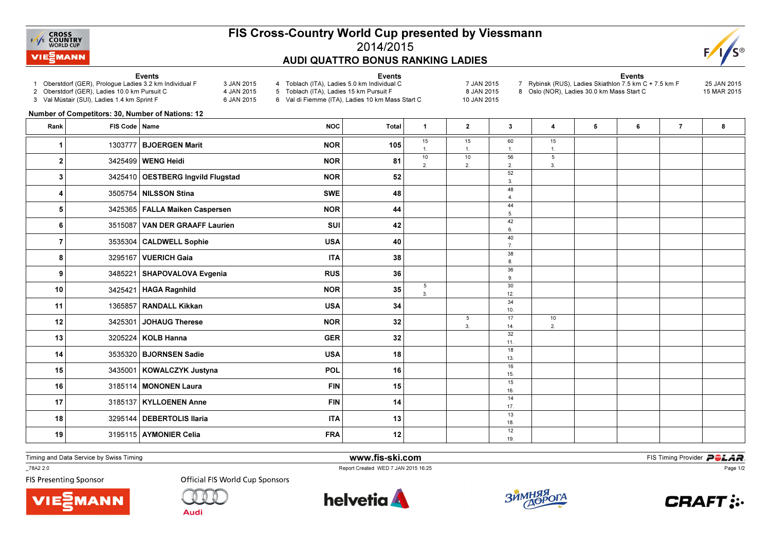# FIS Cross-Country World Cup presented by Viessmann

## 2014/2015

### AUDI QUATTRO BONUS RANKING LADIES

**Events**

1. Oberstdorf (GER), Prologue Ladies 3.2 km Individual F — 3 JAN 2015
2. Oberstdorf (GER), Ladies 10.0 km Pursuit C — 4 JAN 2015
3. Val Müstair (SUI), Ladies 1.4 km Sprint F — 6 JAN 2015
4. Toblach (ITA), Ladies 5.0 km Individual C — 7 JAN 2015
5. Toblach (ITA), Ladies 15 km Pursuit F — 8 JAN 2015
6. Val di Fiemme (ITA), Ladies 10 km Mass Start C — 10 JAN 2015
7. Rybinsk (RUS), Ladies Skiathlon 7.5 km C + 7.5 km F — 25 JAN 2015
8. Oslo (NOR), Ladies 30.0 km Mass Start C — 15 MAR 2015

**Number of Competitors: 30, Number of Nations: 12**

| Rank | FIS Code | Name | NOC | Total | 1 | 2 | 3 | 4 | 5 | 6 | 7 | 8 |
|---|---|---|---|---|---|---|---|---|---|---|---|---|
| 1 | 1303777 | BJOERGEN Marit | NOR | 105 | 15 1. | 15 1. | 60 1. | 15 1. | | | | |
| 2 | 3425499 | WENG Heidi | NOR | 81 | 10 2. | 10 2. | 56 2. | 5 3. | | | | |
| 3 | 3425410 | OESTBERG Ingvild Flugstad | NOR | 52 | | | 52 3. | | | | | |
| 4 | 3505754 | NILSSON Stina | SWE | 48 | | | 48 4. | | | | | |
| 5 | 3425365 | FALLA Maiken Caspersen | NOR | 44 | | | 44 5. | | | | | |
| 6 | 3515087 | VAN DER GRAAFF Laurien | SUI | 42 | | | 42 6. | | | | | |
| 7 | 3535304 | CALDWELL Sophie | USA | 40 | | | 40 7. | | | | | |
| 8 | 3295167 | VUERICH Gaia | ITA | 38 | | | 38 8. | | | | | |
| 9 | 3485221 | SHAPOVALOVA Evgenia | RUS | 36 | | | 36 9. | | | | | |
| 10 | 3425421 | HAGA Ragnhild | NOR | 35 | 5 3. | | 30 12. | | | | | |
| 11 | 1365857 | RANDALL Kikkan | USA | 34 | | | 34 10. | | | | | |
| 12 | 3425301 | JOHAUG Therese | NOR | 32 | | 5 3. | 17 14. | 10 2. | | | | |
| 13 | 3205224 | KOLB Hanna | GER | 32 | | | 32 11. | | | | | |
| 14 | 3535320 | BJORNSEN Sadie | USA | 18 | | | 18 13. | | | | | |
| 15 | 3435001 | KOWALCZYK Justyna | POL | 16 | | | 16 15. | | | | | |
| 16 | 3185114 | MONONEN Laura | FIN | 15 | | | 15 16. | | | | | |
| 17 | 3185137 | KYLLOENEN Anne | FIN | 14 | | | 14 17. | | | | | |
| 18 | 3295144 | DEBERTOLIS Ilaria | ITA | 13 | | | 13 18. | | | | | |
| 19 | 3195115 | AYMONIER Celia | FRA | 12 | | | 12 19. | | | | | |

Timing and Data Service by Swiss Timing — www.fis-ski.com — FIS Timing Provider POLAR

_78A2 2.0 — Report Created WED 7 JAN 2015 16:25

FIS Presenting Sponsor — Official FIS World Cup Sponsors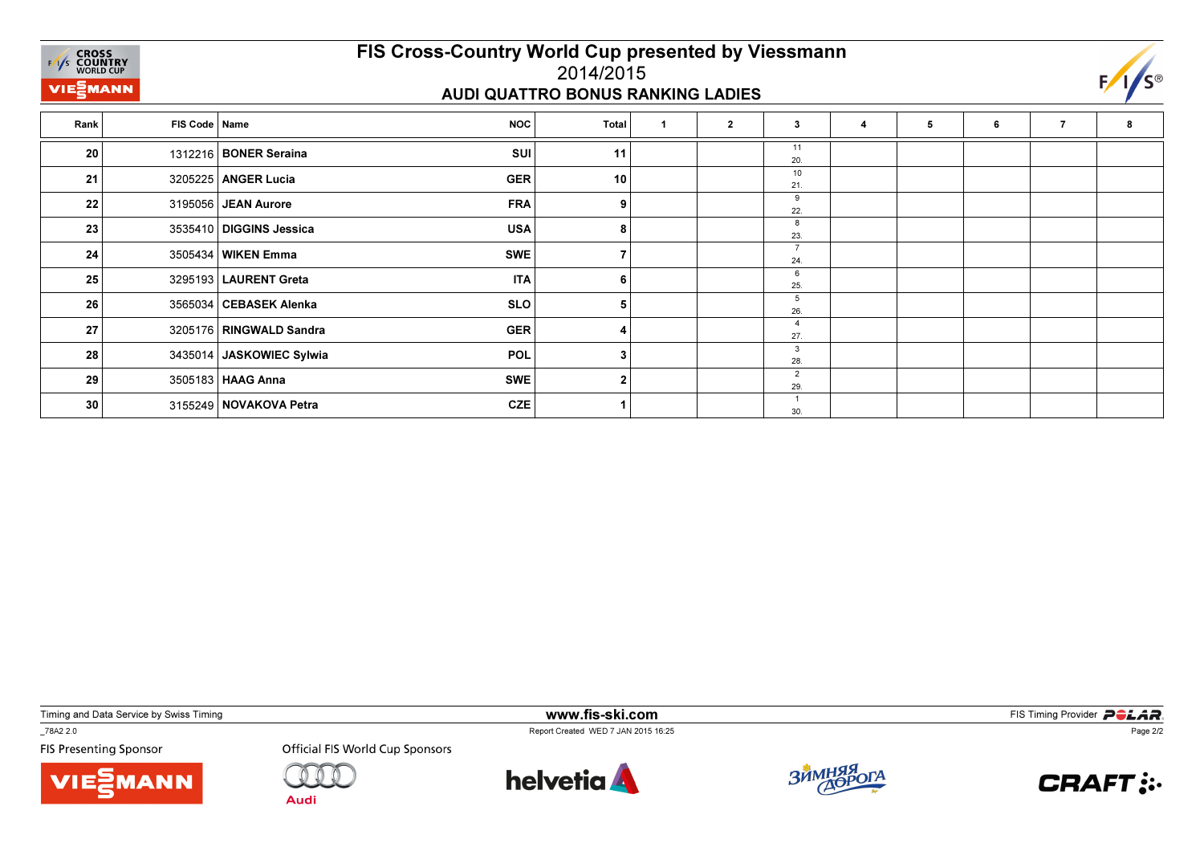# FIS Cross-Country World Cup presented by Viessmann

2014/2015

## AUDI QUATTRO BONUS RANKING LADIES

| Rank | FIS Code | Name | NOC | Total | 1 | 2 | 3 | 4 | 5 | 6 | 7 | 8 |
|---|---|---|---|---|---|---|---|---|---|---|---|---|
| 20 | 1312216 | **BONER Seraina** | SUI | 11 | | | 11<br>20. | | | | | |
| 21 | 3205225 | **ANGER Lucia** | GER | 10 | | | 10<br>21. | | | | | |
| 22 | 3195056 | **JEAN Aurore** | FRA | 9 | | | 9<br>22. | | | | | |
| 23 | 3535410 | **DIGGINS Jessica** | USA | 8 | | | 8<br>23. | | | | | |
| 24 | 3505434 | **WIKEN Emma** | SWE | 7 | | | 7<br>24. | | | | | |
| 25 | 3295193 | **LAURENT Greta** | ITA | 6 | | | 6<br>25. | | | | | |
| 26 | 3565034 | **CEBASEK Alenka** | SLO | 5 | | | 5<br>26. | | | | | |
| 27 | 3205176 | **RINGWALD Sandra** | GER | 4 | | | 4<br>27. | | | | | |
| 28 | 3435014 | **JASKOWIEC Sylwia** | POL | 3 | | | 3<br>28. | | | | | |
| 29 | 3505183 | **HAAG Anna** | SWE | 2 | | | 2<br>29. | | | | | |
| 30 | 3155249 | **NOVAKOVA Petra** | CZE | 1 | | | 1<br>30. | | | | | |

Timing and Data Service by Swiss Timing

www.fis-ski.com

FIS Timing Provider POLAR

_78A2 2.0

Report Created WED 7 JAN 2015 16:25

FIS Presenting Sponsor

Official FIS World Cup Sponsors